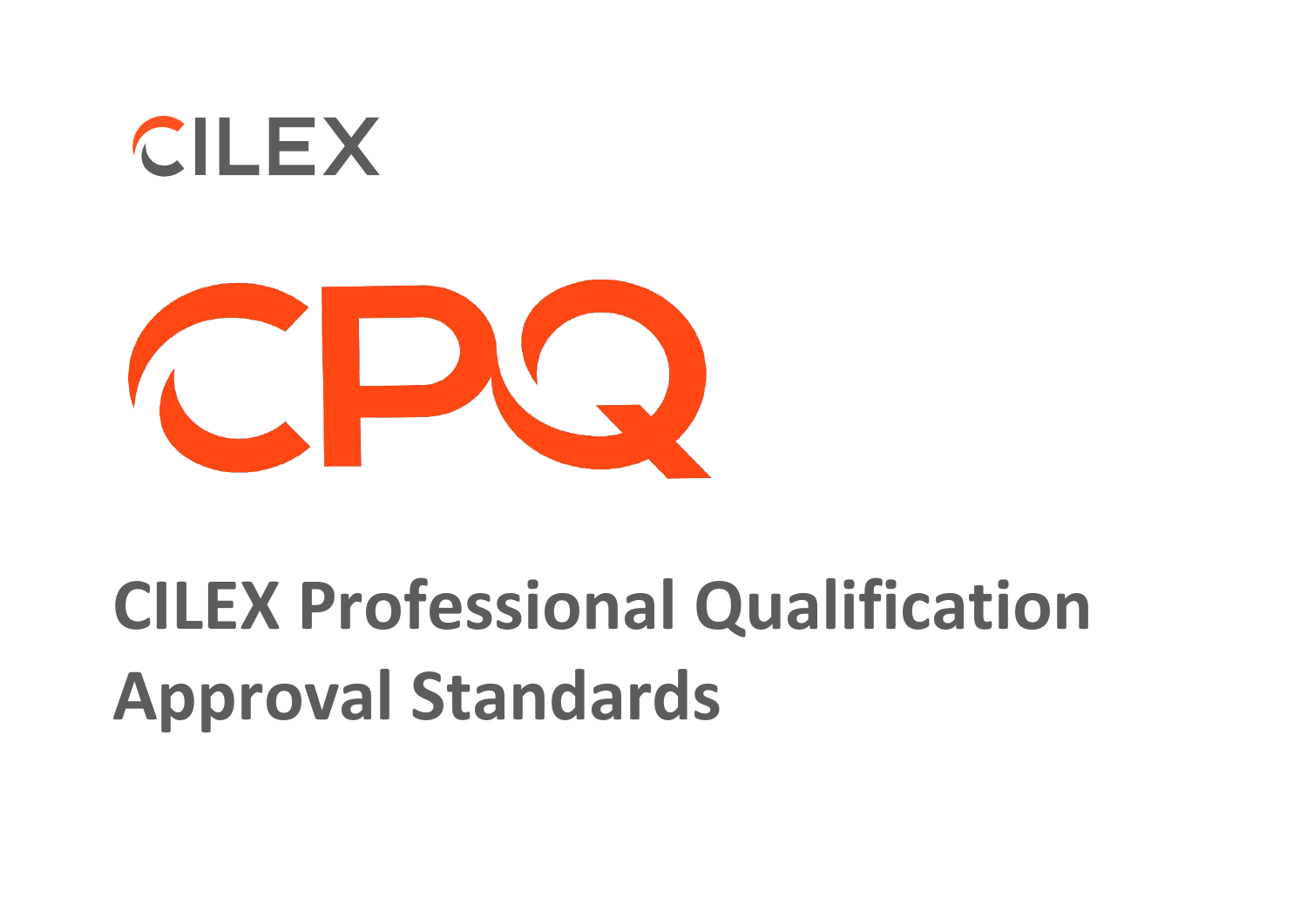CILEX

CPQ

# CILEX Professional Qualification Approval Standards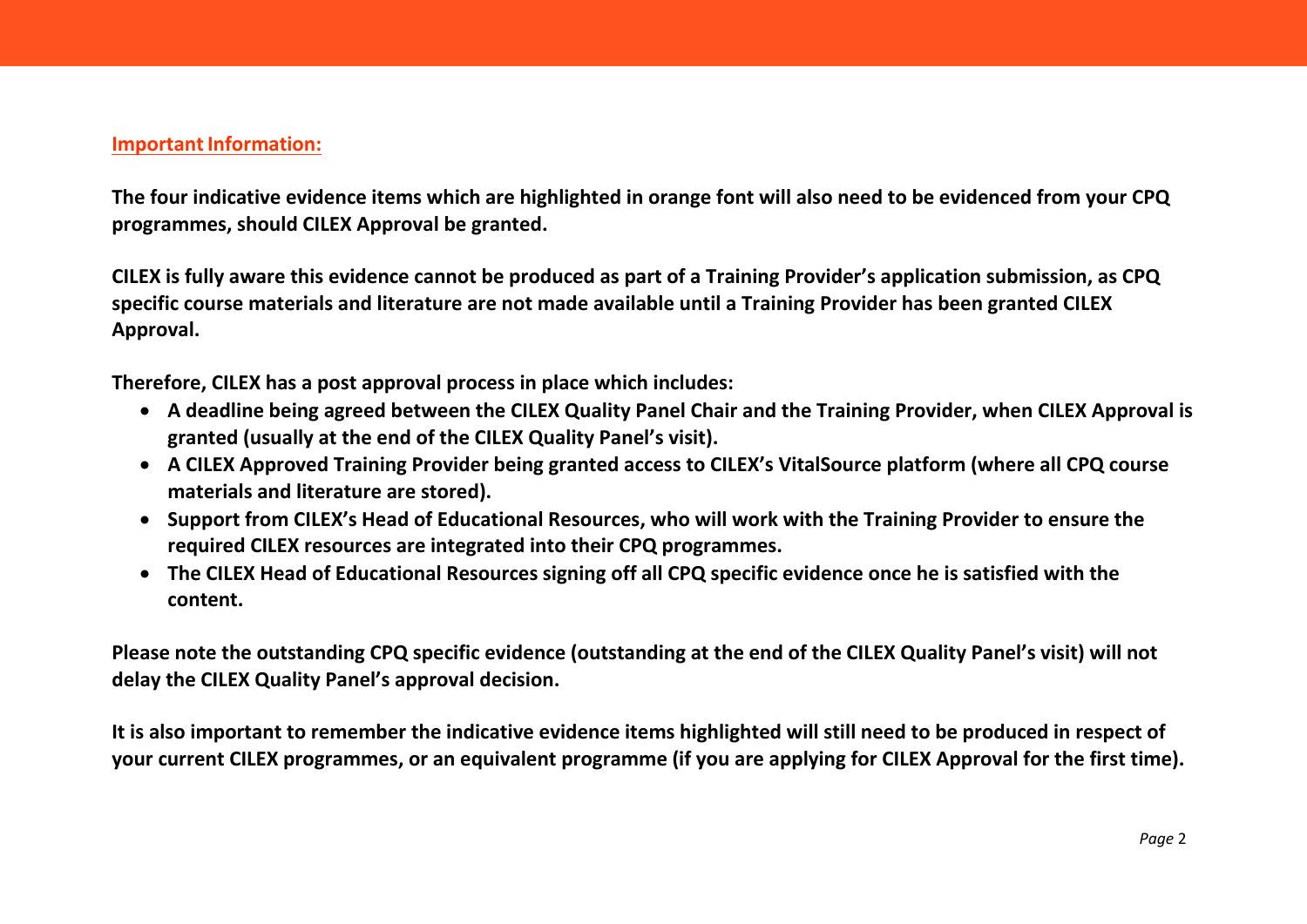**Important Information:**

**The four indicative evidence items which are highlighted in orange font will also need to be evidenced from your CPQ programmes, should CILEX Approval be granted.**

**CILEX is fully aware this evidence cannot be produced as part of a Training Provider's application submission, as CPQ specific course materials and literature are not made available until a Training Provider has been granted CILEX Approval.**

**Therefore, CILEX has a post approval process in place which includes:**

- **A deadline being agreed between the CILEX Quality Panel Chair and the Training Provider, when CILEX Approval is granted (usually at the end of the CILEX Quality Panel's visit).**
- **A CILEX Approved Training Provider being granted access to CILEX's VitalSource platform (where all CPQ course materials and literature are stored).**
- **Support from CILEX's Head of Educational Resources, who will work with the Training Provider to ensure the required CILEX resources are integrated into their CPQ programmes.**
- **The CILEX Head of Educational Resources signing off all CPQ specific evidence once he is satisfied with the content.**

**Please note the outstanding CPQ specific evidence (outstanding at the end of the CILEX Quality Panel's visit) will not delay the CILEX Quality Panel's approval decision.**

**It is also important to remember the indicative evidence items highlighted will still need to be produced in respect of your current CILEX programmes, or an equivalent programme (if you are applying for CILEX Approval for the first time).**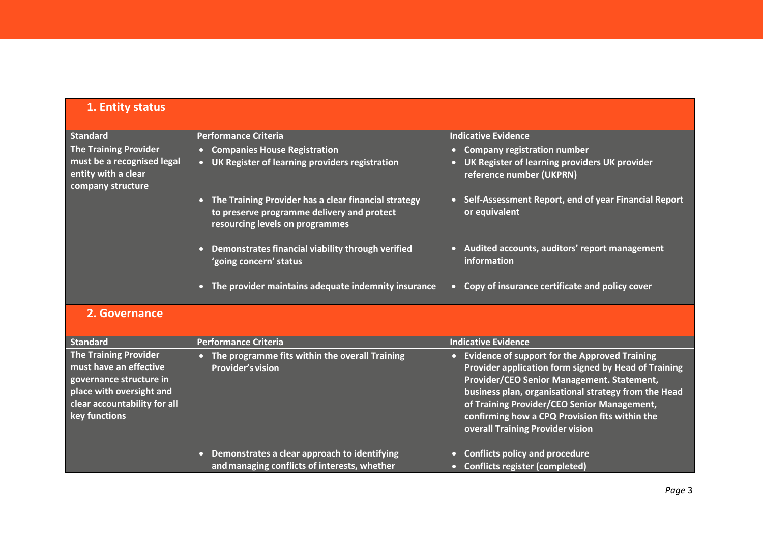## 1. Entity status

| Standard | Performance Criteria | Indicative Evidence |
|---|---|---|
| The Training Provider must be a recognised legal entity with a clear company structure | • Companies House Registration<br>• UK Register of learning providers registration | • Company registration number<br>• UK Register of learning providers UK provider reference number (UKPRN) |
| | • The Training Provider has a clear financial strategy to preserve programme delivery and protect resourcing levels on programmes | • Self-Assessment Report, end of year Financial Report or equivalent |
| | • Demonstrates financial viability through verified 'going concern' status | • Audited accounts, auditors' report management information |
| | • The provider maintains adequate indemnity insurance | • Copy of insurance certificate and policy cover |

## 2. Governance

| Standard | Performance Criteria | Indicative Evidence |
|---|---|---|
| The Training Provider must have an effective governance structure in place with oversight and clear accountability for all key functions | • The programme fits within the overall Training Provider's vision | • Evidence of support for the Approved Training Provider application form signed by Head of Training Provider/CEO Senior Management. Statement, business plan, organisational strategy from the Head of Training Provider/CEO Senior Management, confirming how a CPQ Provision fits within the overall Training Provider vision |
| | • Demonstrates a clear approach to identifying and managing conflicts of interests, whether | • Conflicts policy and procedure<br>• Conflicts register (completed) |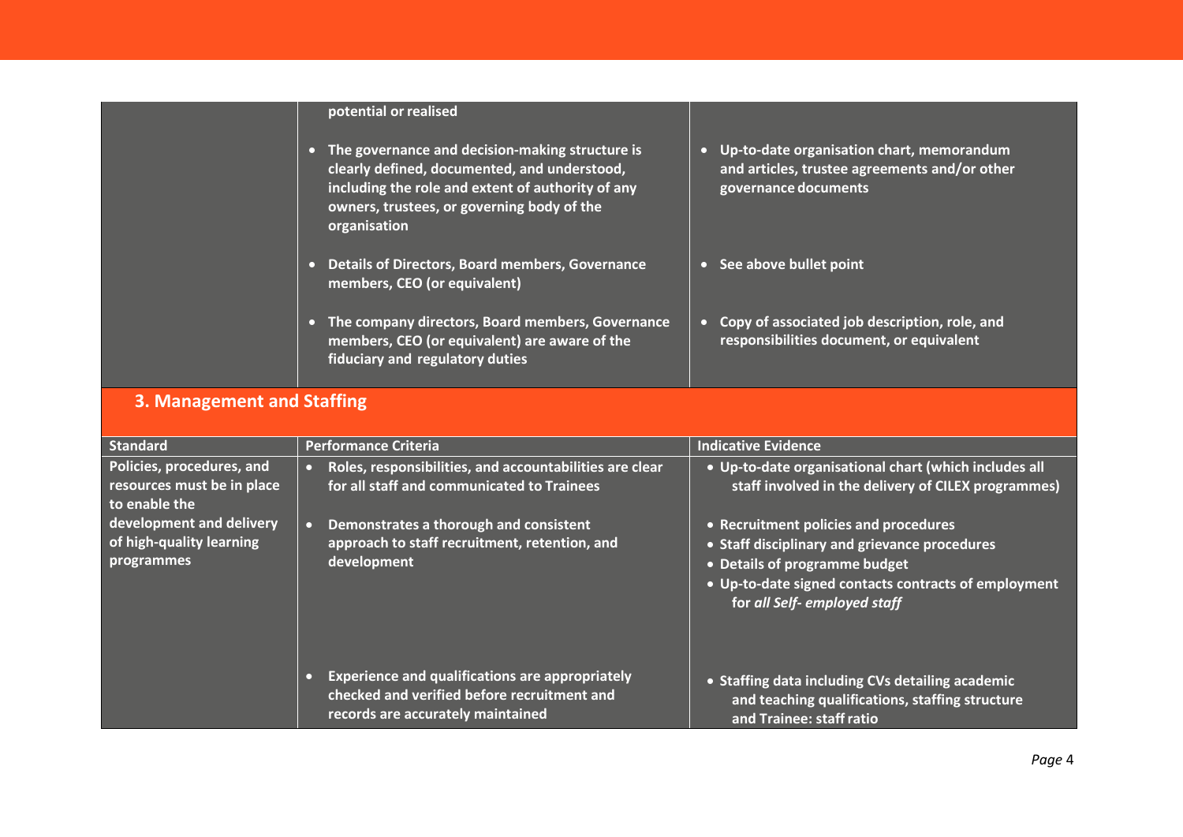| | | |
|---|---|---|
| | potential or realised | |
| | • The governance and decision-making structure is clearly defined, documented, and understood, including the role and extent of authority of any owners, trustees, or governing body of the organisation | • Up-to-date organisation chart, memorandum and articles, trustee agreements and/or other governance documents |
| | • Details of Directors, Board members, Governance members, CEO (or equivalent) | • See above bullet point |
| | • The company directors, Board members, Governance members, CEO (or equivalent) are aware of the fiduciary and regulatory duties | • Copy of associated job description, role, and responsibilities document, or equivalent |

## 3. Management and Staffing

| Standard | Performance Criteria | Indicative Evidence |
|---|---|---|
| Policies, procedures, and resources must be in place to enable the development and delivery of high-quality learning programmes | • Roles, responsibilities, and accountabilities are clear for all staff and communicated to Trainees | • Up-to-date organisational chart (which includes all staff involved in the delivery of CILEX programmes) |
| | • Demonstrates a thorough and consistent approach to staff recruitment, retention, and development | • Recruitment policies and procedures<br>• Staff disciplinary and grievance procedures<br>• Details of programme budget<br>• Up-to-date signed contacts contracts of employment for *all Self- employed staff* |
| | • Experience and qualifications are appropriately checked and verified before recruitment and records are accurately maintained | • Staffing data including CVs detailing academic and teaching qualifications, staffing structure and Trainee: staff ratio |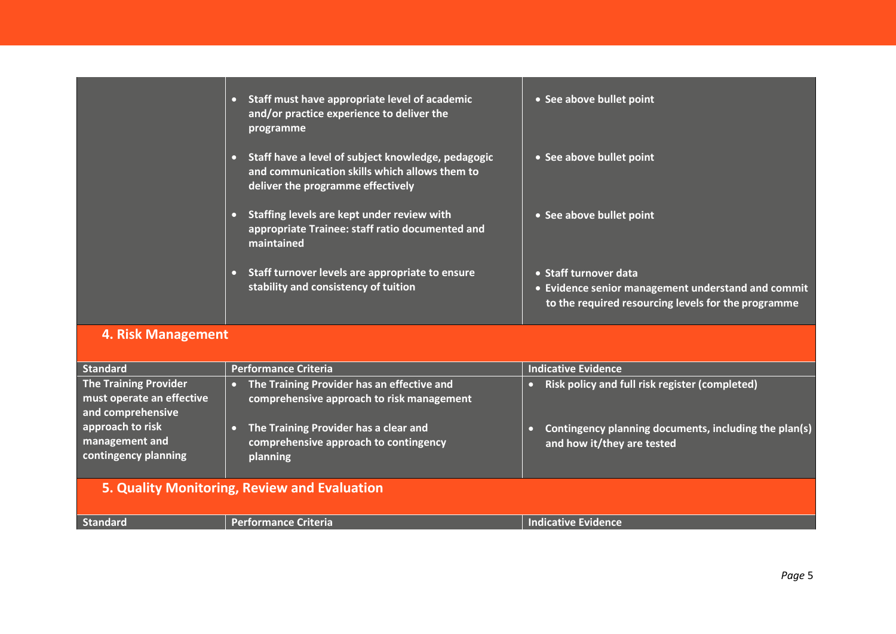| | | |
|---|---|---|
| | • Staff must have appropriate level of academic and/or practice experience to deliver the programme | • See above bullet point |
| | • Staff have a level of subject knowledge, pedagogic and communication skills which allows them to deliver the programme effectively | • See above bullet point |
| | • Staffing levels are kept under review with appropriate Trainee: staff ratio documented and maintained | • See above bullet point |
| | • Staff turnover levels are appropriate to ensure stability and consistency of tuition | • Staff turnover data<br>• Evidence senior management understand and commit to the required resourcing levels for the programme |

## 4. Risk Management

| Standard | Performance Criteria | Indicative Evidence |
|---|---|---|
| The Training Provider must operate an effective and comprehensive approach to risk management and contingency planning | • The Training Provider has an effective and comprehensive approach to risk management<br>• The Training Provider has a clear and comprehensive approach to contingency planning | • Risk policy and full risk register (completed)<br>• Contingency planning documents, including the plan(s) and how it/they are tested |

## 5. Quality Monitoring, Review and Evaluation

| Standard | Performance Criteria | Indicative Evidence |
|---|---|---|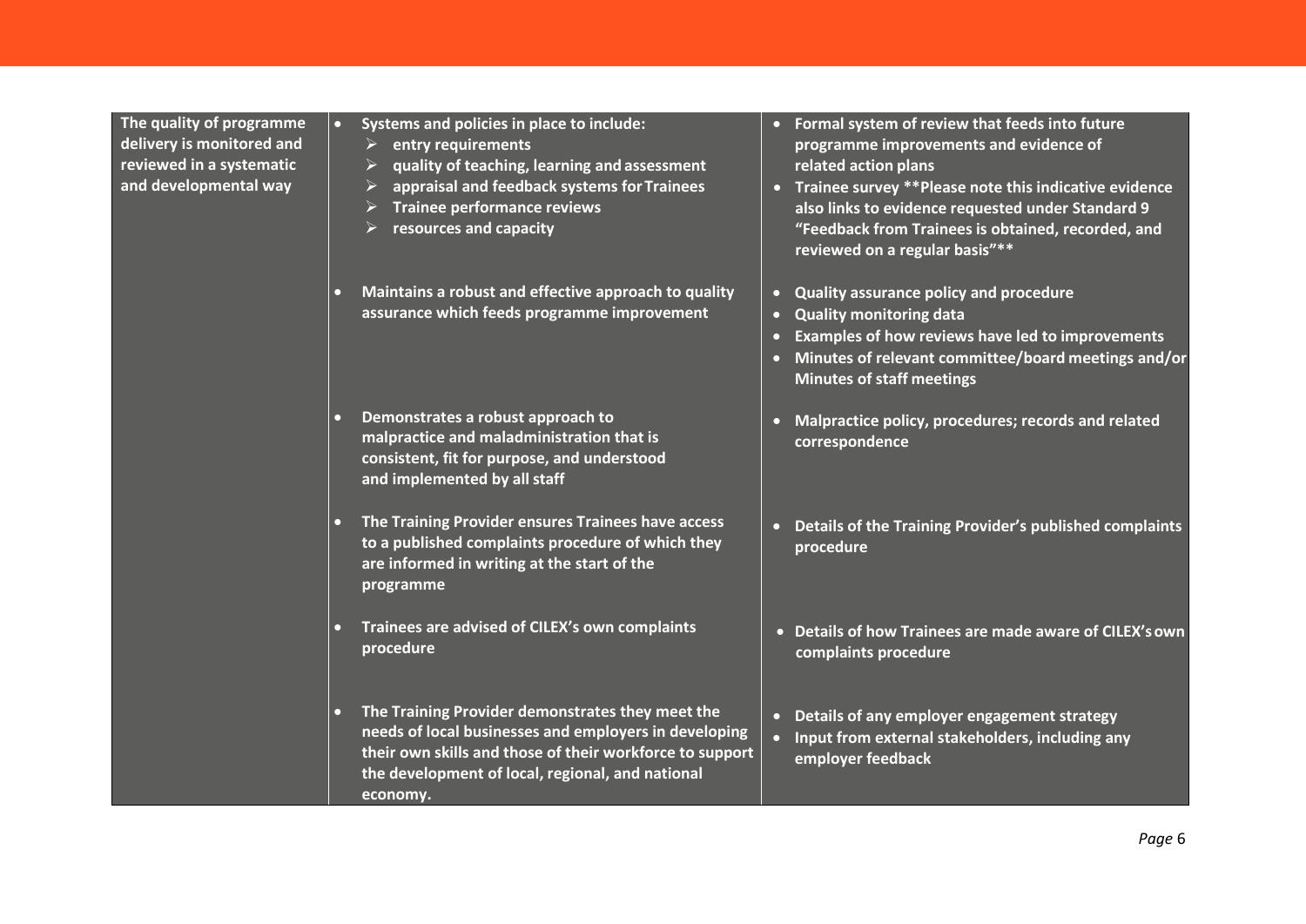| | | |
|---|---|---|
| **The quality of programme delivery is monitored and reviewed in a systematic and developmental way** | • **Systems and policies in place to include:**<br>➢ **entry requirements**<br>➢ **quality of teaching, learning and assessment**<br>➢ **appraisal and feedback systems for Trainees**<br>➢ **Trainee performance reviews**<br>➢ **resources and capacity** | • **Formal system of review that feeds into future programme improvements and evidence of related action plans**<br>• **Trainee survey **Please note this indicative evidence also links to evidence requested under Standard 9 "Feedback from Trainees is obtained, recorded, and reviewed on a regular basis"**** |
| | • **Maintains a robust and effective approach to quality assurance which feeds programme improvement** | • **Quality assurance policy and procedure**<br>• **Quality monitoring data**<br>• **Examples of how reviews have led to improvements**<br>• **Minutes of relevant committee/board meetings and/or Minutes of staff meetings** |
| | • **Demonstrates a robust approach to malpractice and maladministration that is consistent, fit for purpose, and understood and implemented by all staff** | • **Malpractice policy, procedures; records and related correspondence** |
| | • **The Training Provider ensures Trainees have access to a published complaints procedure of which they are informed in writing at the start of the programme** | • **Details of the Training Provider's published complaints procedure** |
| | • **Trainees are advised of CILEX's own complaints procedure** | • **Details of how Trainees are made aware of CILEX's own complaints procedure** |
| | • **The Training Provider demonstrates they meet the needs of local businesses and employers in developing their own skills and those of their workforce to support the development of local, regional, and national economy.** | • **Details of any employer engagement strategy**<br>• **Input from external stakeholders, including any employer feedback** |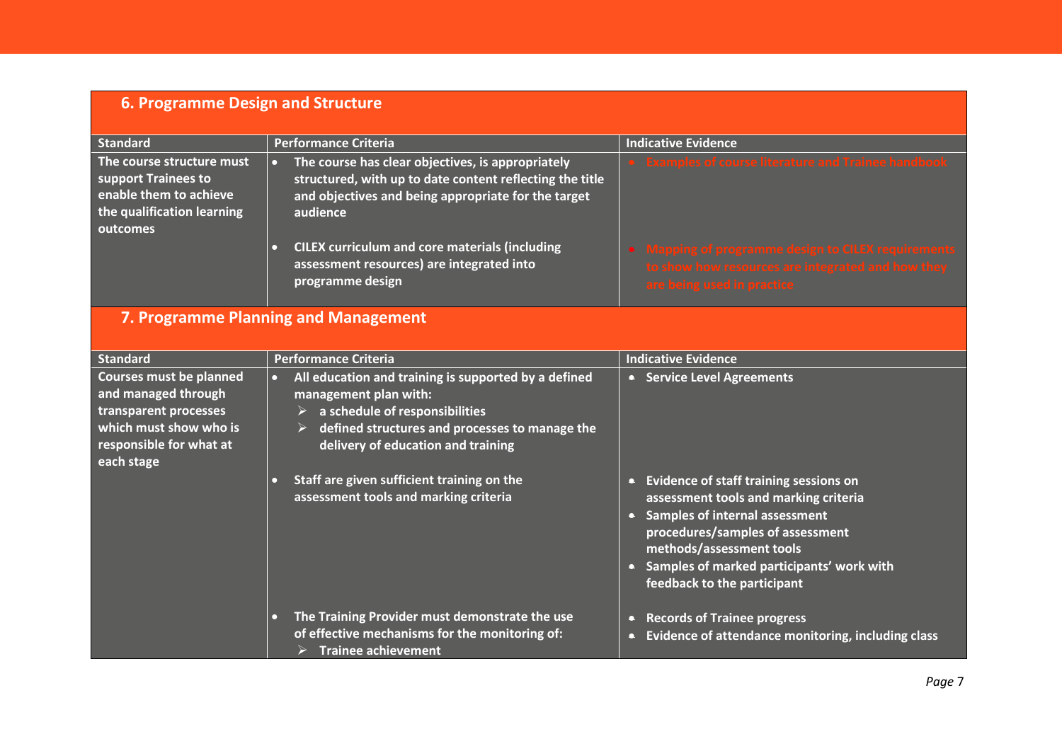## 6. Programme Design and Structure

| Standard | Performance Criteria | Indicative Evidence |
|---|---|---|
| The course structure must support Trainees to enable them to achieve the qualification learning outcomes | • The course has clear objectives, is appropriately structured, with up to date content reflecting the title and objectives and being appropriate for the target audience | • Examples of course literature and Trainee handbook |
| | • CILEX curriculum and core materials (including assessment resources) are integrated into programme design | • Mapping of programme design to CILEX requirements to show how resources are integrated and how they are being used in practice |

## 7. Programme Planning and Management

| Standard | Performance Criteria | Indicative Evidence |
|---|---|---|
| Courses must be planned and managed through transparent processes which must show who is responsible for what at each stage | • All education and training is supported by a defined management plan with:<br>➢ a schedule of responsibilities<br>➢ defined structures and processes to manage the delivery of education and training | • Service Level Agreements |
| | • Staff are given sufficient training on the assessment tools and marking criteria | • Evidence of staff training sessions on assessment tools and marking criteria<br>• Samples of internal assessment procedures/samples of assessment methods/assessment tools<br>• Samples of marked participants' work with feedback to the participant |
| | • The Training Provider must demonstrate the use of effective mechanisms for the monitoring of:<br>➢ Trainee achievement | • Records of Trainee progress<br>• Evidence of attendance monitoring, including class |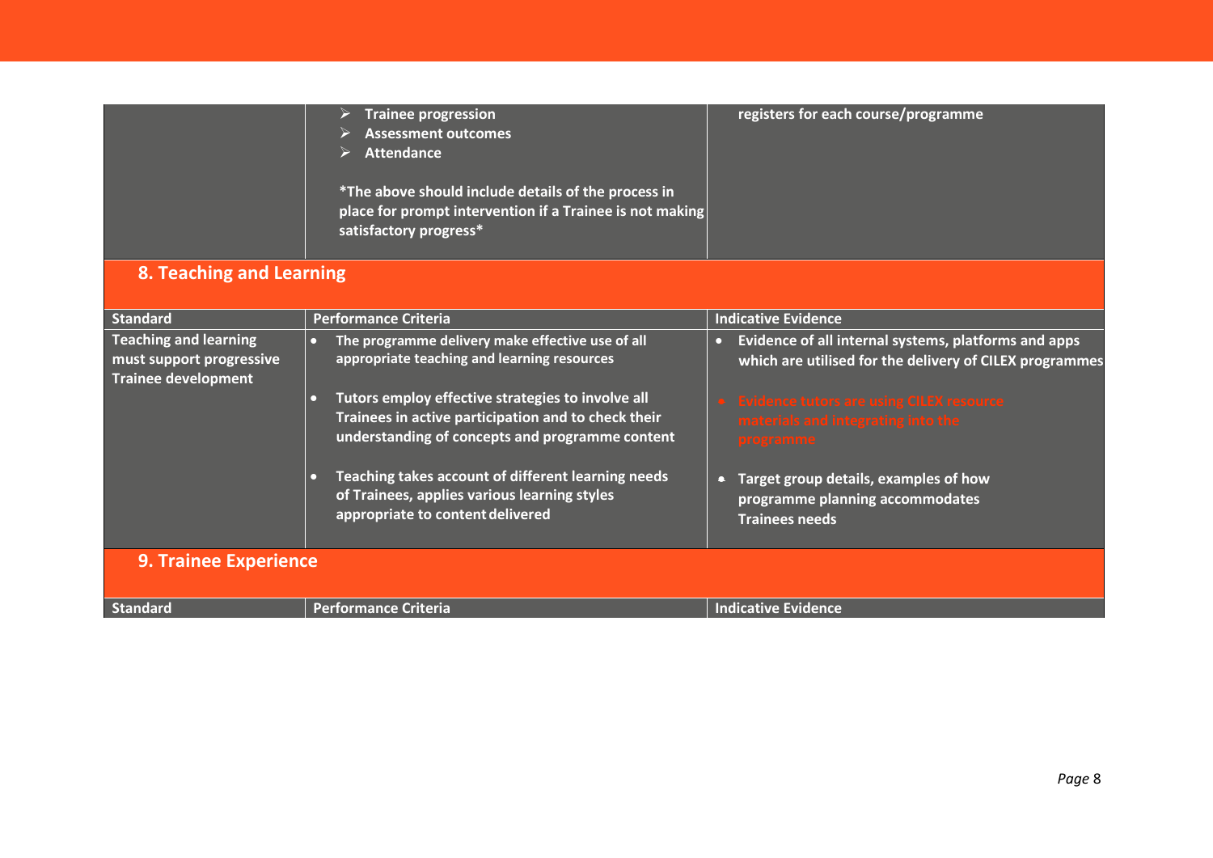| | | |
|---|---|---|
| | ➢ Trainee progression<br>➢ Assessment outcomes<br>➢ Attendance<br><br>*The above should include details of the process in place for prompt intervention if a Trainee is not making satisfactory progress* | registers for each course/programme |

## 8. Teaching and Learning

| Standard | Performance Criteria | Indicative Evidence |
|---|---|---|
| Teaching and learning must support progressive Trainee development | • The programme delivery make effective use of all appropriate teaching and learning resources<br><br>• Tutors employ effective strategies to involve all Trainees in active participation and to check their understanding of concepts and programme content<br><br>• Teaching takes account of different learning needs of Trainees, applies various learning styles appropriate to content delivered | • Evidence of all internal systems, platforms and apps which are utilised for the delivery of CILEX programmes<br><br>• Evidence tutors are using CILEX resource materials and integrating into the programme<br><br>• Target group details, examples of how programme planning accommodates Trainees needs |

## 9. Trainee Experience

| Standard | Performance Criteria | Indicative Evidence |
|---|---|---|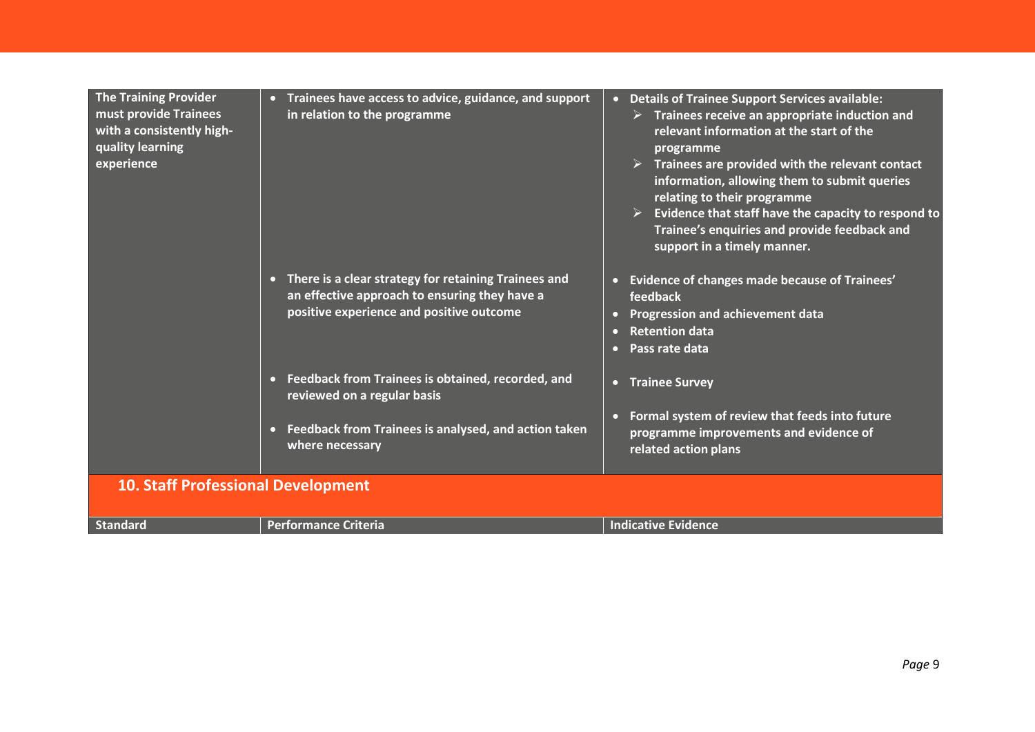| Standard | Performance Criteria | Indicative Evidence |
|---|---|---|
| The Training Provider must provide Trainees with a consistently high-quality learning experience | • Trainees have access to advice, guidance, and support in relation to the programme | • Details of Trainee Support Services available:<br>➢ Trainees receive an appropriate induction and relevant information at the start of the programme<br>➢ Trainees are provided with the relevant contact information, allowing them to submit queries relating to their programme<br>➢ Evidence that staff have the capacity to respond to Trainee's enquiries and provide feedback and support in a timely manner. |
| | • There is a clear strategy for retaining Trainees and an effective approach to ensuring they have a positive experience and positive outcome | • Evidence of changes made because of Trainees' feedback<br>• Progression and achievement data<br>• Retention data<br>• Pass rate data |
| | • Feedback from Trainees is obtained, recorded, and reviewed on a regular basis | • Trainee Survey |
| | • Feedback from Trainees is analysed, and action taken where necessary | • Formal system of review that feeds into future programme improvements and evidence of related action plans |

## 10. Staff Professional Development

| Standard | Performance Criteria | Indicative Evidence |
|---|---|---|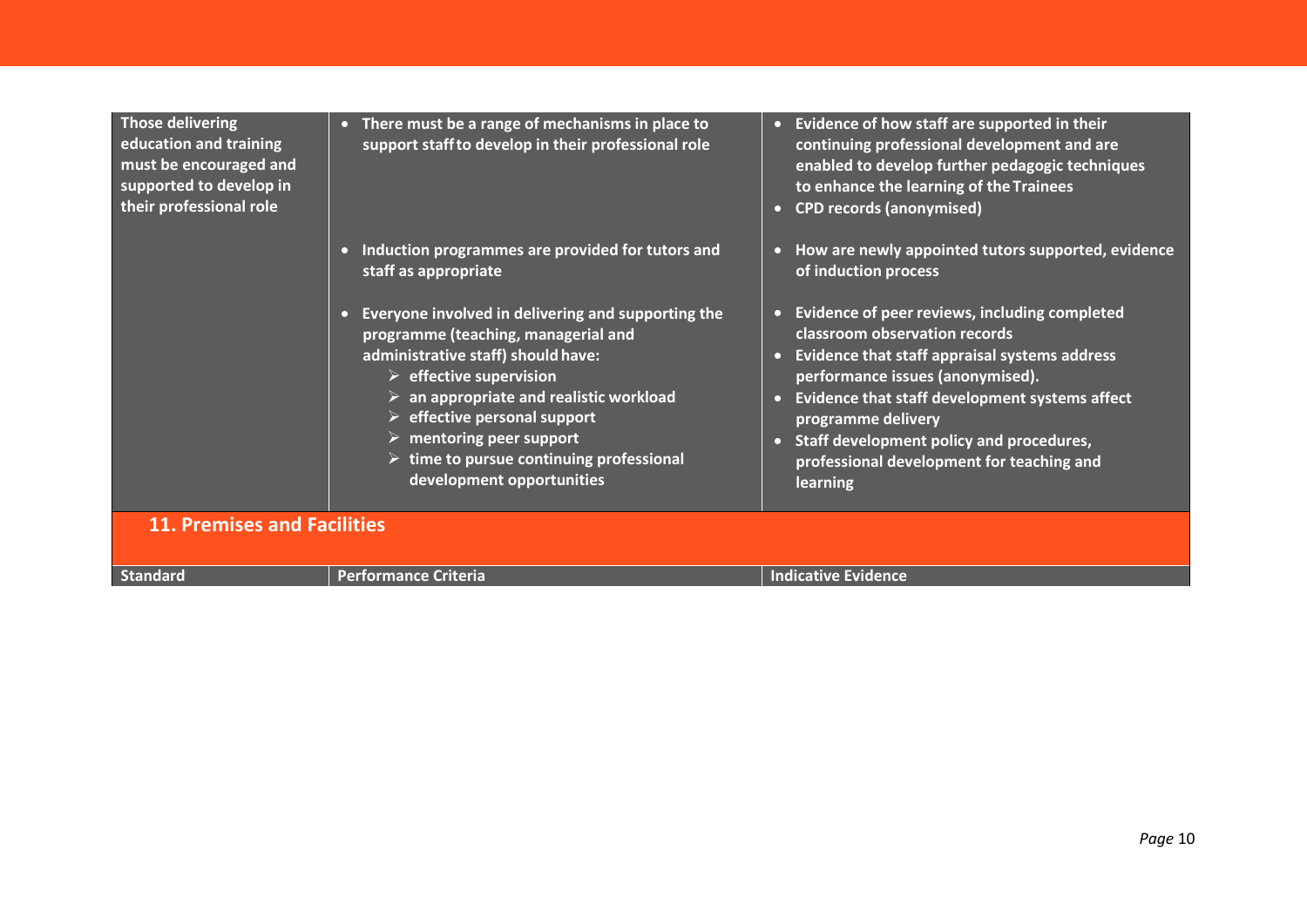| | | |
|---|---|---|
| Those delivering education and training must be encouraged and supported to develop in their professional role | • There must be a range of mechanisms in place to support staff to develop in their professional role | • Evidence of how staff are supported in their continuing professional development and are enabled to develop further pedagogic techniques to enhance the learning of the Trainees<br>• CPD records (anonymised) |
| | • Induction programmes are provided for tutors and staff as appropriate | • How are newly appointed tutors supported, evidence of induction process |
| | • Everyone involved in delivering and supporting the programme (teaching, managerial and administrative staff) should have:<br>➢ effective supervision<br>➢ an appropriate and realistic workload<br>➢ effective personal support<br>➢ mentoring peer support<br>➢ time to pursue continuing professional development opportunities | • Evidence of peer reviews, including completed classroom observation records<br>• Evidence that staff appraisal systems address performance issues (anonymised).<br>• Evidence that staff development systems affect programme delivery<br>• Staff development policy and procedures, professional development for teaching and learning |

## 11. Premises and Facilities

| Standard | Performance Criteria | Indicative Evidence |
|---|---|---|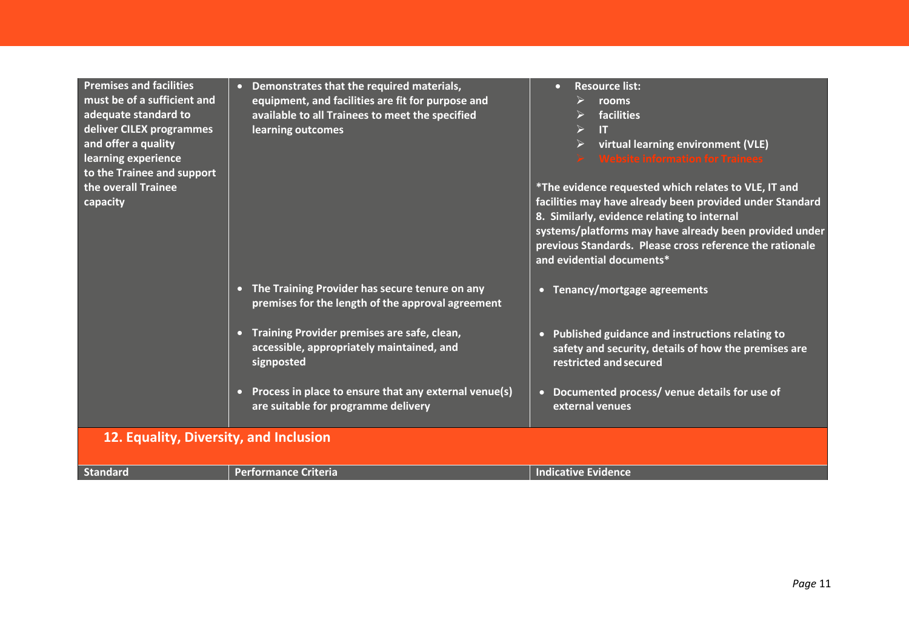| Standard | Performance Criteria | Indicative Evidence |
|---|---|---|
| Premises and facilities must be of a sufficient and adequate standard to deliver CILEX programmes and offer a quality learning experience to the Trainee and support the overall Trainee capacity | • Demonstrates that the required materials, equipment, and facilities are fit for purpose and available to all Trainees to meet the specified learning outcomes | • Resource list:<br>➢ rooms<br>➢ facilities<br>➢ IT<br>➢ virtual learning environment (VLE)<br>➢ Website information for Trainees<br><br>*The evidence requested which relates to VLE, IT and facilities may have already been provided under Standard 8. Similarly, evidence relating to internal systems/platforms may have already been provided under previous Standards. Please cross reference the rationale and evidential documents* |
| | • The Training Provider has secure tenure on any premises for the length of the approval agreement | • Tenancy/mortgage agreements |
| | • Training Provider premises are safe, clean, accessible, appropriately maintained, and signposted | • Published guidance and instructions relating to safety and security, details of how the premises are restricted and secured |
| | • Process in place to ensure that any external venue(s) are suitable for programme delivery | • Documented process/ venue details for use of external venues |

## 12. Equality, Diversity, and Inclusion

| Standard | Performance Criteria | Indicative Evidence |
|---|---|---|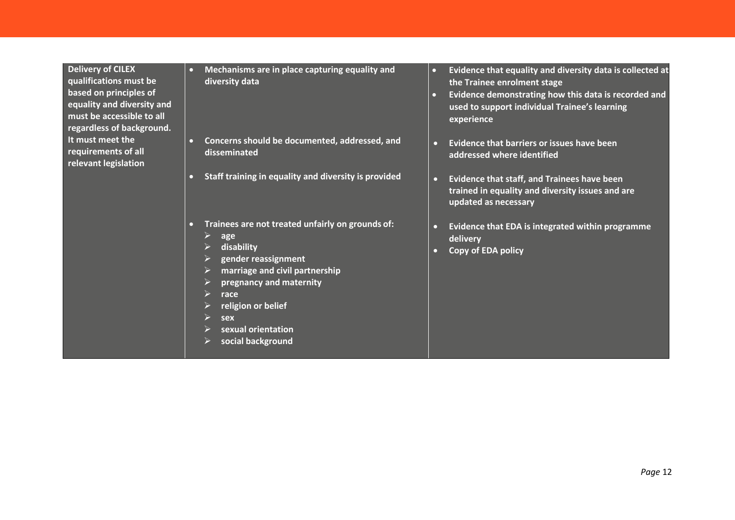| | | |
|---|---|---|
| **Delivery of CILEX qualifications must be based on principles of equality and diversity and must be accessible to all regardless of background. It must meet the requirements of all relevant legislation** | • **Mechanisms are in place capturing equality and diversity data** | • **Evidence that equality and diversity data is collected at the Trainee enrolment stage**<br>• **Evidence demonstrating how this data is recorded and used to support individual Trainee's learning experience** |
| | • **Concerns should be documented, addressed, and disseminated** | • **Evidence that barriers or issues have been addressed where identified** |
| | • **Staff training in equality and diversity is provided** | • **Evidence that staff, and Trainees have been trained in equality and diversity issues and are updated as necessary** |
| | • **Trainees are not treated unfairly on grounds of:**<br>➢ **age**<br>➢ **disability**<br>➢ **gender reassignment**<br>➢ **marriage and civil partnership**<br>➢ **pregnancy and maternity**<br>➢ **race**<br>➢ **religion or belief**<br>➢ **sex**<br>➢ **sexual orientation**<br>➢ **social background** | • **Evidence that EDA is integrated within programme delivery**<br>• **Copy of EDA policy** |